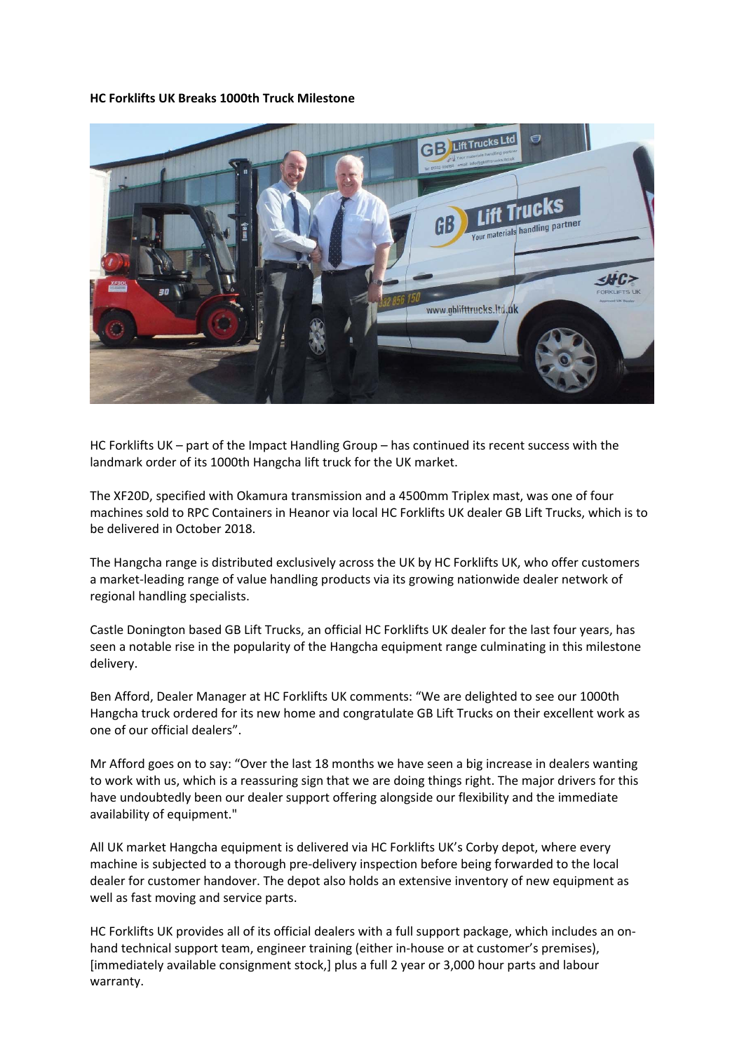**HC Forklifts UK Breaks 1000th Truck Milestone**

HC Forklifts UK – part of the Impact Handling Group – has continued its recent success with the landmark order of its 1000th Hangcha lift truck for the UK market.

The XF20D, specified with Okamura transmission and a 4500mm Triplex mast, was one of four machines sold to RPC Containers in Heanor via local HC Forklifts UK dealer GB Lift Trucks, which is to be delivered in October 2018.

The Hangcha range is distributed exclusively across the UK by HC Forklifts UK, who offer customers a market-leading range of value handling products via its growing nationwide dealer network of regional handling specialists.

Castle Donington based GB Lift Trucks, an official HC Forklifts UK dealer for the last four years, has seen a notable rise in the popularity of the Hangcha equipment range culminating in this milestone delivery.

Ben Afford, Dealer Manager at HC Forklifts UK comments: "We are delighted to see our 1000th Hangcha truck ordered for its new home and congratulate GB Lift Trucks on their excellent work as one of our official dealers".

Mr Afford goes on to say: "Over the last 18 months we have seen a big increase in dealers wanting to work with us, which is a reassuring sign that we are doing things right. The major drivers for this have undoubtedly been our dealer support offering alongside our flexibility and the immediate availability of equipment."

All UK market Hangcha equipment is delivered via HC Forklifts UK's Corby depot, where every machine is subjected to a thorough pre-delivery inspection before being forwarded to the local dealer for customer handover. The depot also holds an extensive inventory of new equipment as well as fast moving and service parts.

HC Forklifts UK provides all of its official dealers with a full support package, which includes an on-hand technical support team, engineer training (either in-house or at customer's premises), [immediately available consignment stock,] plus a full 2 year or 3,000 hour parts and labour warranty.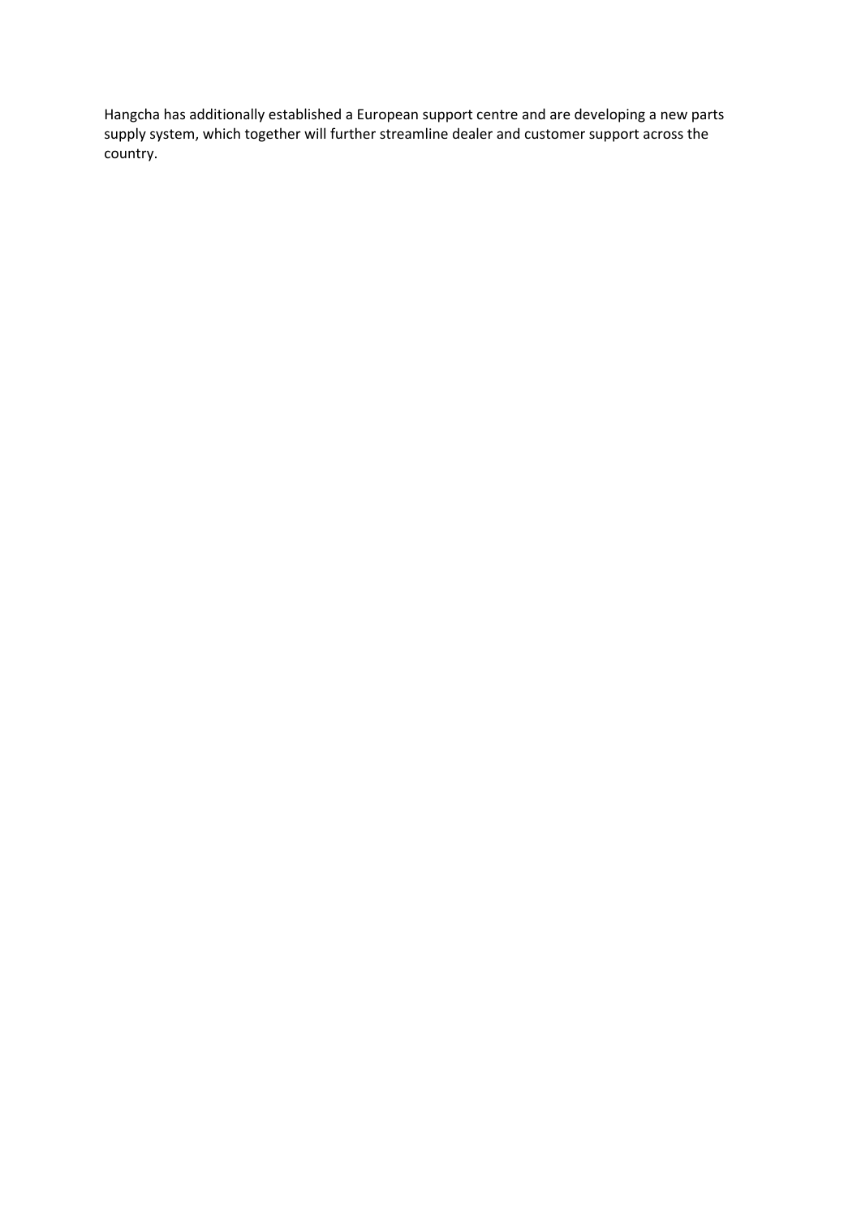Hangcha has additionally established a European support centre and are developing a new parts supply system, which together will further streamline dealer and customer support across the country.